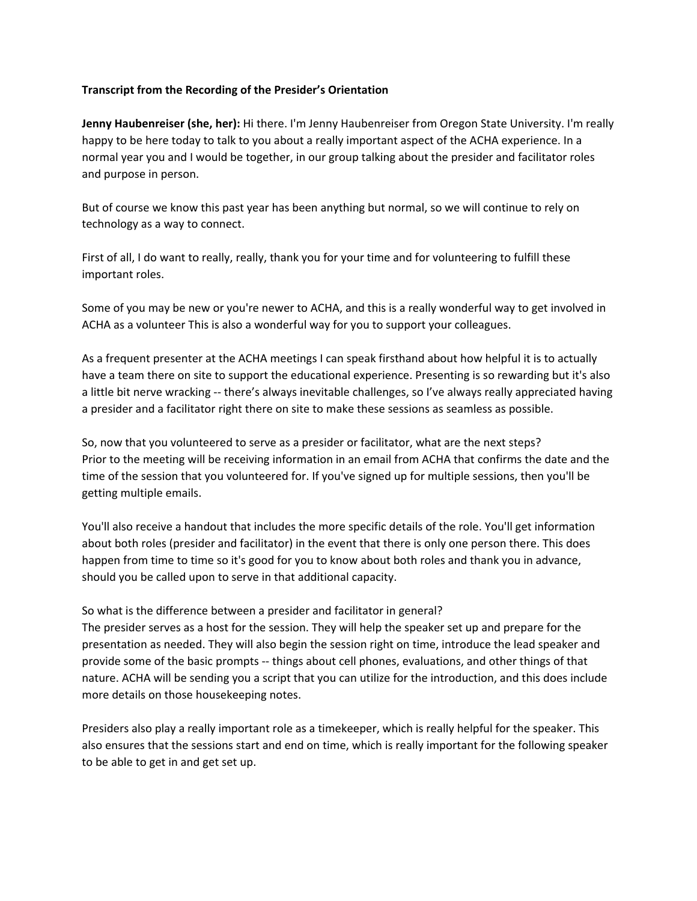**Transcript from the Recording of the Presider's Orientation**

**Jenny Haubenreiser (she, her):** Hi there. I'm Jenny Haubenreiser from Oregon State University. I'm really happy to be here today to talk to you about a really important aspect of the ACHA experience. In a normal year you and I would be together, in our group talking about the presider and facilitator roles and purpose in person.

But of course we know this past year has been anything but normal, so we will continue to rely on technology as a way to connect.

First of all, I do want to really, really, thank you for your time and for volunteering to fulfill these important roles.

Some of you may be new or you're newer to ACHA, and this is a really wonderful way to get involved in ACHA as a volunteer This is also a wonderful way for you to support your colleagues.

As a frequent presenter at the ACHA meetings I can speak firsthand about how helpful it is to actually have a team there on site to support the educational experience. Presenting is so rewarding but it's also a little bit nerve wracking -- there's always inevitable challenges, so I've always really appreciated having a presider and a facilitator right there on site to make these sessions as seamless as possible.

So, now that you volunteered to serve as a presider or facilitator, what are the next steps?
Prior to the meeting will be receiving information in an email from ACHA that confirms the date and the time of the session that you volunteered for. If you've signed up for multiple sessions, then you'll be getting multiple emails.

You'll also receive a handout that includes the more specific details of the role. You'll get information about both roles (presider and facilitator) in the event that there is only one person there. This does happen from time to time so it's good for you to know about both roles and thank you in advance, should you be called upon to serve in that additional capacity.

So what is the difference between a presider and facilitator in general?
The presider serves as a host for the session. They will help the speaker set up and prepare for the presentation as needed. They will also begin the session right on time, introduce the lead speaker and provide some of the basic prompts -- things about cell phones, evaluations, and other things of that nature. ACHA will be sending you a script that you can utilize for the introduction, and this does include more details on those housekeeping notes.

Presiders also play a really important role as a timekeeper, which is really helpful for the speaker. This also ensures that the sessions start and end on time, which is really important for the following speaker to be able to get in and get set up.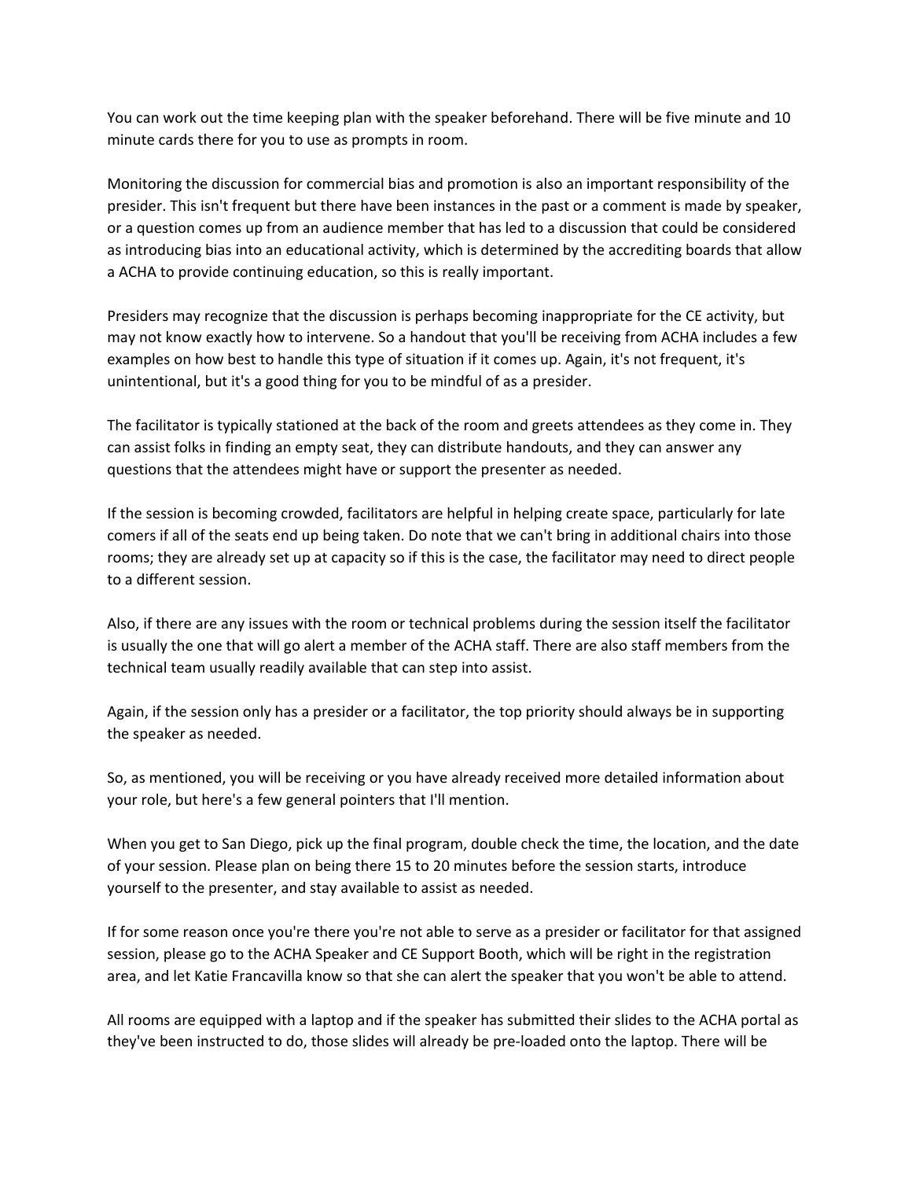You can work out the time keeping plan with the speaker beforehand. There will be five minute and 10 minute cards there for you to use as prompts in room.

Monitoring the discussion for commercial bias and promotion is also an important responsibility of the presider. This isn't frequent but there have been instances in the past or a comment is made by speaker, or a question comes up from an audience member that has led to a discussion that could be considered as introducing bias into an educational activity, which is determined by the accrediting boards that allow a ACHA to provide continuing education, so this is really important.

Presiders may recognize that the discussion is perhaps becoming inappropriate for the CE activity, but may not know exactly how to intervene. So a handout that you'll be receiving from ACHA includes a few examples on how best to handle this type of situation if it comes up. Again, it's not frequent, it's unintentional, but it's a good thing for you to be mindful of as a presider.

The facilitator is typically stationed at the back of the room and greets attendees as they come in. They can assist folks in finding an empty seat, they can distribute handouts, and they can answer any questions that the attendees might have or support the presenter as needed.

If the session is becoming crowded, facilitators are helpful in helping create space, particularly for late comers if all of the seats end up being taken. Do note that we can't bring in additional chairs into those rooms; they are already set up at capacity so if this is the case, the facilitator may need to direct people to a different session.

Also, if there are any issues with the room or technical problems during the session itself the facilitator is usually the one that will go alert a member of the ACHA staff. There are also staff members from the technical team usually readily available that can step into assist.

Again, if the session only has a presider or a facilitator, the top priority should always be in supporting the speaker as needed.

So, as mentioned, you will be receiving or you have already received more detailed information about your role, but here's a few general pointers that I'll mention.

When you get to San Diego, pick up the final program, double check the time, the location, and the date of your session. Please plan on being there 15 to 20 minutes before the session starts, introduce yourself to the presenter, and stay available to assist as needed.

If for some reason once you're there you're not able to serve as a presider or facilitator for that assigned session, please go to the ACHA Speaker and CE Support Booth, which will be right in the registration area, and let Katie Francavilla know so that she can alert the speaker that you won't be able to attend.

All rooms are equipped with a laptop and if the speaker has submitted their slides to the ACHA portal as they've been instructed to do, those slides will already be pre-loaded onto the laptop. There will be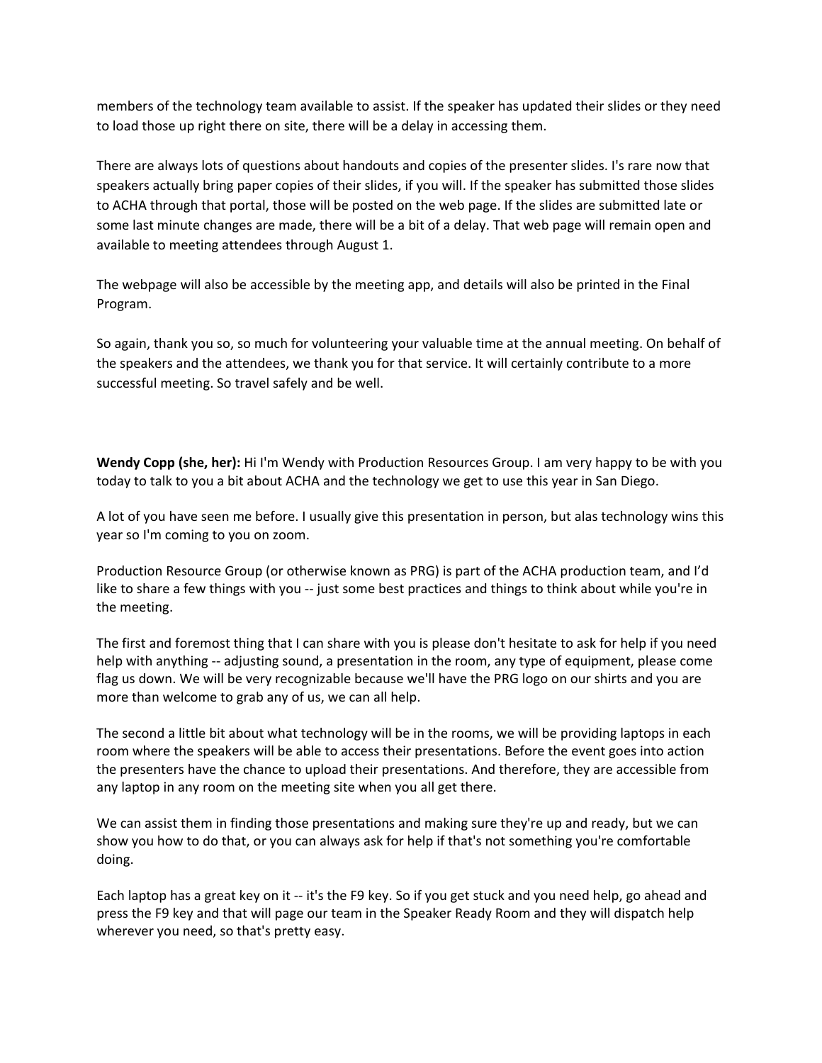members of the technology team available to assist. If the speaker has updated their slides or they need to load those up right there on site, there will be a delay in accessing them.

There are always lots of questions about handouts and copies of the presenter slides. I's rare now that speakers actually bring paper copies of their slides, if you will. If the speaker has submitted those slides to ACHA through that portal, those will be posted on the web page. If the slides are submitted late or some last minute changes are made, there will be a bit of a delay. That web page will remain open and available to meeting attendees through August 1.

The webpage will also be accessible by the meeting app, and details will also be printed in the Final Program.

So again, thank you so, so much for volunteering your valuable time at the annual meeting. On behalf of the speakers and the attendees, we thank you for that service. It will certainly contribute to a more successful meeting. So travel safely and be well.

**Wendy Copp (she, her):** Hi I'm Wendy with Production Resources Group. I am very happy to be with you today to talk to you a bit about ACHA and the technology we get to use this year in San Diego.

A lot of you have seen me before. I usually give this presentation in person, but alas technology wins this year so I'm coming to you on zoom.

Production Resource Group (or otherwise known as PRG) is part of the ACHA production team, and I'd like to share a few things with you -- just some best practices and things to think about while you're in the meeting.

The first and foremost thing that I can share with you is please don't hesitate to ask for help if you need help with anything -- adjusting sound, a presentation in the room, any type of equipment, please come flag us down. We will be very recognizable because we'll have the PRG logo on our shirts and you are more than welcome to grab any of us, we can all help.

The second a little bit about what technology will be in the rooms, we will be providing laptops in each room where the speakers will be able to access their presentations. Before the event goes into action the presenters have the chance to upload their presentations. And therefore, they are accessible from any laptop in any room on the meeting site when you all get there.

We can assist them in finding those presentations and making sure they're up and ready, but we can show you how to do that, or you can always ask for help if that's not something you're comfortable doing.

Each laptop has a great key on it -- it's the F9 key. So if you get stuck and you need help, go ahead and press the F9 key and that will page our team in the Speaker Ready Room and they will dispatch help wherever you need, so that's pretty easy.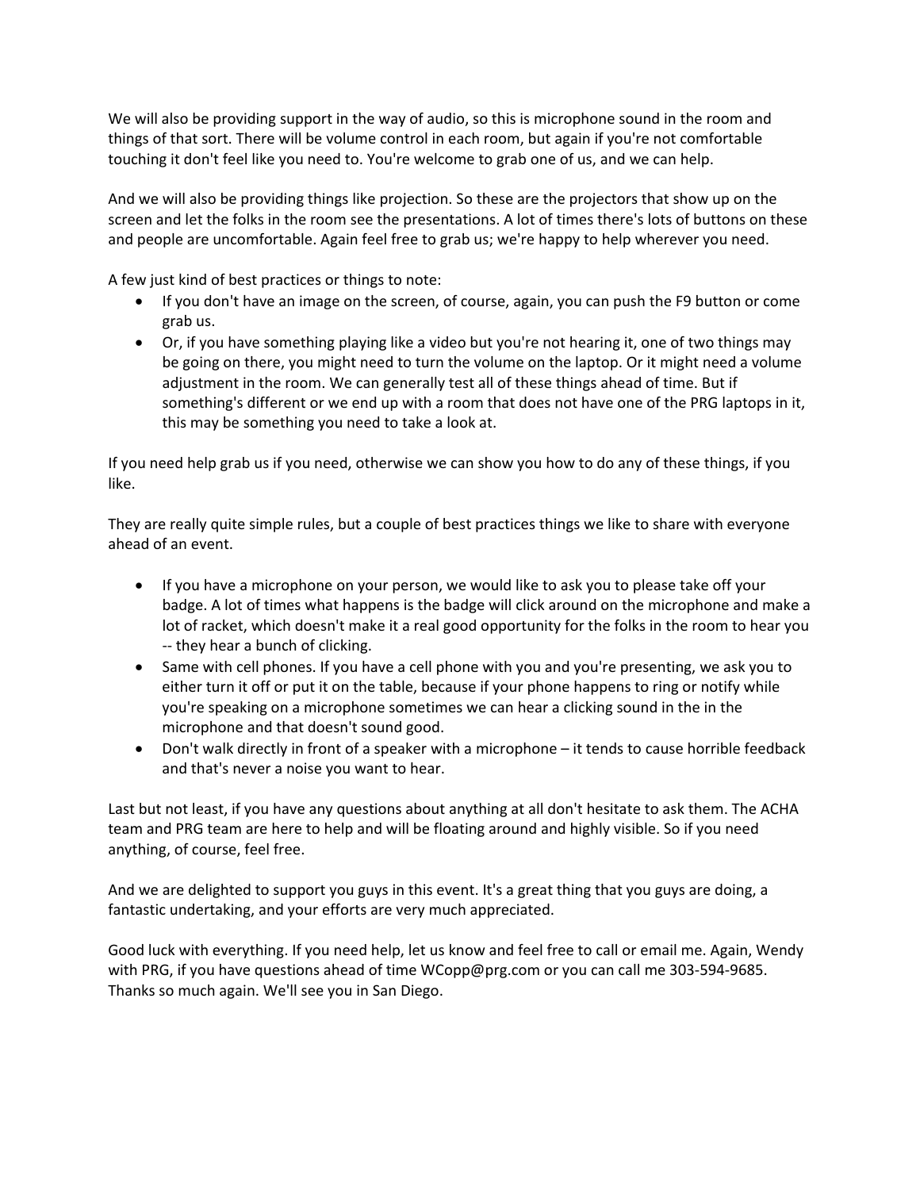We will also be providing support in the way of audio, so this is microphone sound in the room and things of that sort. There will be volume control in each room, but again if you're not comfortable touching it don't feel like you need to. You're welcome to grab one of us, and we can help.

And we will also be providing things like projection. So these are the projectors that show up on the screen and let the folks in the room see the presentations. A lot of times there's lots of buttons on these and people are uncomfortable. Again feel free to grab us; we're happy to help wherever you need.

A few just kind of best practices or things to note:

- If you don't have an image on the screen, of course, again, you can push the F9 button or come grab us.
- Or, if you have something playing like a video but you're not hearing it, one of two things may be going on there, you might need to turn the volume on the laptop. Or it might need a volume adjustment in the room. We can generally test all of these things ahead of time. But if something's different or we end up with a room that does not have one of the PRG laptops in it, this may be something you need to take a look at.

If you need help grab us if you need, otherwise we can show you how to do any of these things, if you like.

They are really quite simple rules, but a couple of best practices things we like to share with everyone ahead of an event.

- If you have a microphone on your person, we would like to ask you to please take off your badge. A lot of times what happens is the badge will click around on the microphone and make a lot of racket, which doesn't make it a real good opportunity for the folks in the room to hear you -- they hear a bunch of clicking.
- Same with cell phones. If you have a cell phone with you and you're presenting, we ask you to either turn it off or put it on the table, because if your phone happens to ring or notify while you're speaking on a microphone sometimes we can hear a clicking sound in the in the microphone and that doesn't sound good.
- Don't walk directly in front of a speaker with a microphone – it tends to cause horrible feedback and that's never a noise you want to hear.

Last but not least, if you have any questions about anything at all don't hesitate to ask them. The ACHA team and PRG team are here to help and will be floating around and highly visible. So if you need anything, of course, feel free.

And we are delighted to support you guys in this event. It's a great thing that you guys are doing, a fantastic undertaking, and your efforts are very much appreciated.

Good luck with everything. If you need help, let us know and feel free to call or email me. Again, Wendy with PRG, if you have questions ahead of time WCopp@prg.com or you can call me 303-594-9685. Thanks so much again. We'll see you in San Diego.